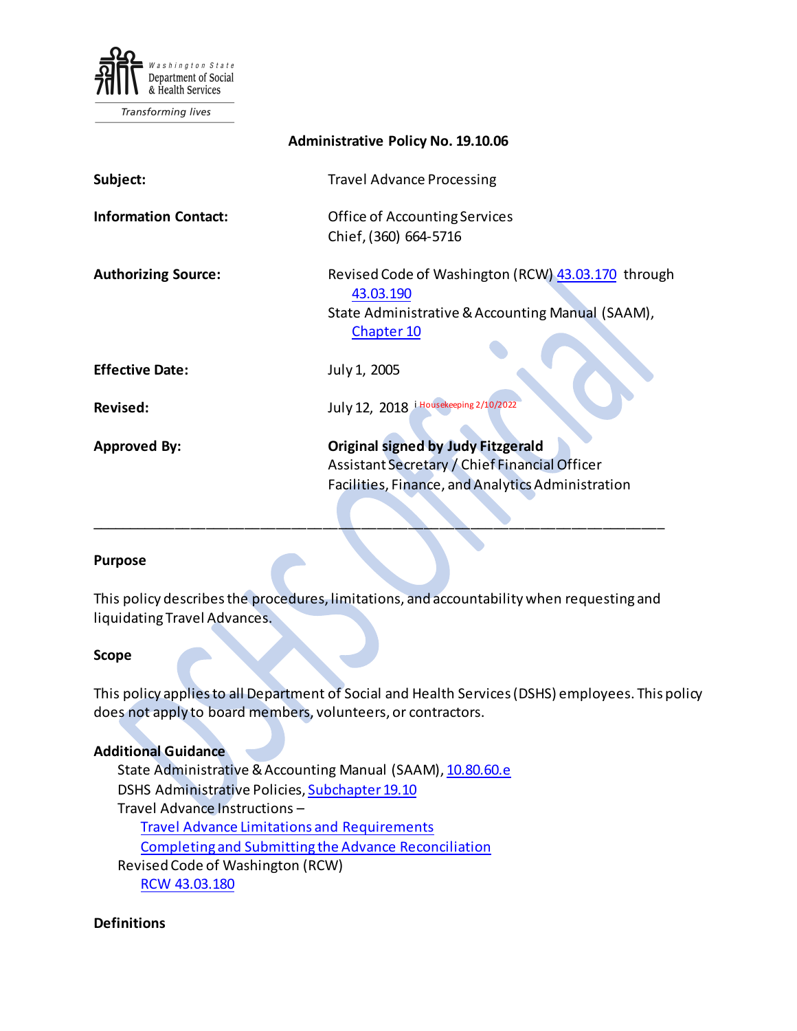Washington State Department of Social & Health Services

Transforming lives

**Administrative Policy No. 19.10.06**

| | |
|---|---|
| **Subject:** | Travel Advance Processing |
| **Information Contact:** | Office of Accounting Services<br>Chief, (360) 664-5716 |
| **Authorizing Source:** | Revised Code of Washington (RCW) 43.03.170 through 43.03.190<br>State Administrative & Accounting Manual (SAAM), Chapter 10 |
| **Effective Date:** | July 1, 2005 |
| **Revised:** | July 12, 2018 [i] Housekeeping 2/10/2022 |
| **Approved By:** | **Original signed by Judy Fitzgerald**<br>Assistant Secretary / Chief Financial Officer<br>Facilities, Finance, and Analytics Administration |

---

## Purpose

This policy describes the procedures, limitations, and accountability when requesting and liquidating Travel Advances.

## Scope

This policy applies to all Department of Social and Health Services (DSHS) employees. This policy does not apply to board members, volunteers, or contractors.

## Additional Guidance

- State Administrative & Accounting Manual (SAAM), 10.80.60.e
- DSHS Administrative Policies, Subchapter 19.10
- Travel Advance Instructions –
  - Travel Advance Limitations and Requirements
  - Completing and Submitting the Advance Reconciliation
- Revised Code of Washington (RCW)
  - RCW 43.03.180

## Definitions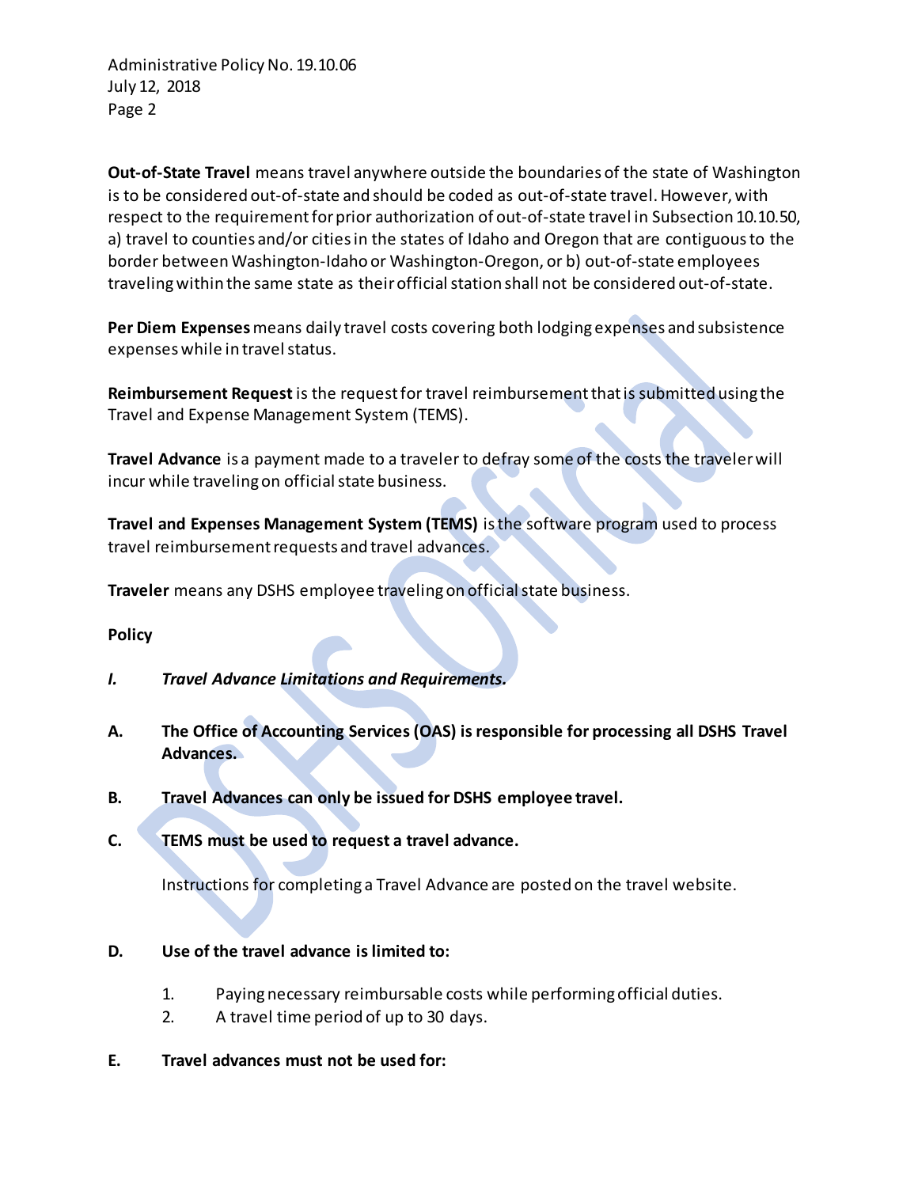**Out-of-State Travel** means travel anywhere outside the boundaries of the state of Washington is to be considered out-of-state and should be coded as out-of-state travel. However, with respect to the requirement for prior authorization of out-of-state travel in Subsection 10.10.50, a) travel to counties and/or cities in the states of Idaho and Oregon that are contiguous to the border between Washington-Idaho or Washington-Oregon, or b) out-of-state employees traveling within the same state as their official station shall not be considered out-of-state.

**Per Diem Expenses** means daily travel costs covering both lodging expenses and subsistence expenses while in travel status.

**Reimbursement Request** is the request for travel reimbursement that is submitted using the Travel and Expense Management System (TEMS).

**Travel Advance** is a payment made to a traveler to defray some of the costs the traveler will incur while traveling on official state business.

**Travel and Expenses Management System (TEMS)** is the software program used to process travel reimbursement requests and travel advances.

**Traveler** means any DSHS employee traveling on official state business.

**Policy**

***I. Travel Advance Limitations and Requirements.***

**A. The Office of Accounting Services (OAS) is responsible for processing all DSHS Travel Advances.**

**B. Travel Advances can only be issued for DSHS employee travel.**

**C. TEMS must be used to request a travel advance.**

Instructions for completing a Travel Advance are posted on the travel website.

**D. Use of the travel advance is limited to:**

1. Paying necessary reimbursable costs while performing official duties.
2. A travel time period of up to 30 days.

**E. Travel advances must not be used for:**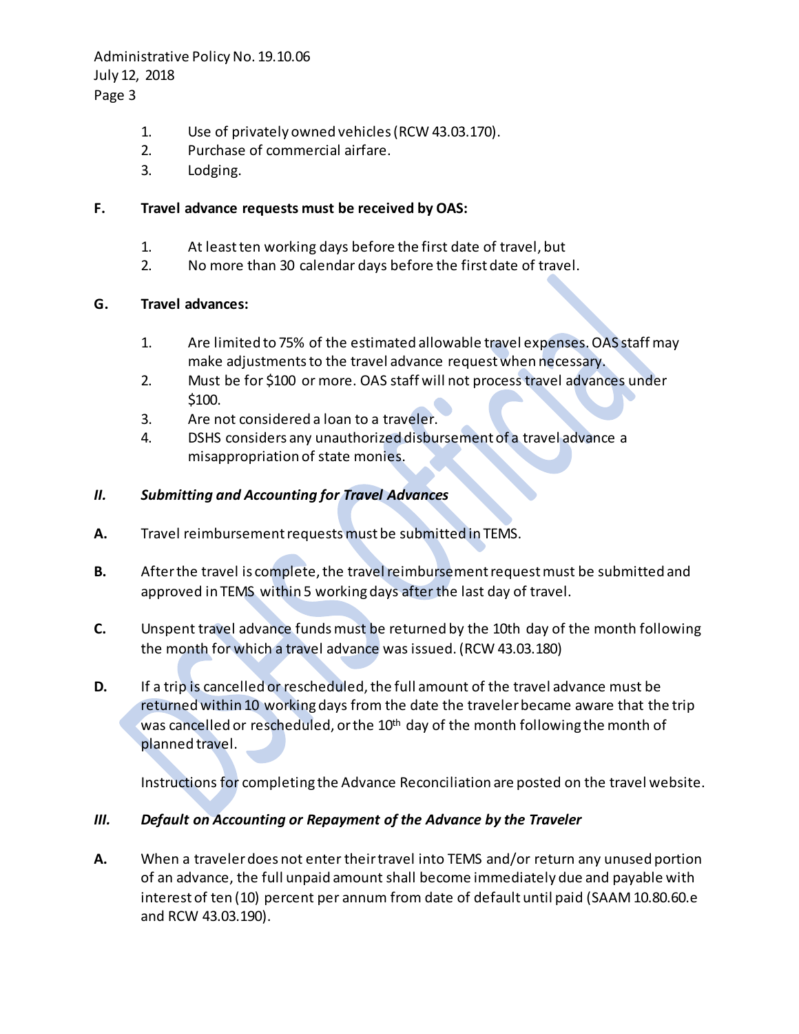1. Use of privately owned vehicles (RCW 43.03.170).
2. Purchase of commercial airfare.
3. Lodging.

**F. Travel advance requests must be received by OAS:**

1. At least ten working days before the first date of travel, but
2. No more than 30 calendar days before the first date of travel.

**G. Travel advances:**

1. Are limited to 75% of the estimated allowable travel expenses. OAS staff may make adjustments to the travel advance request when necessary.
2. Must be for $100 or more. OAS staff will not process travel advances under $100.
3. Are not considered a loan to a traveler.
4. DSHS considers any unauthorized disbursement of a travel advance a misappropriation of state monies.

### *II. Submitting and Accounting for Travel Advances*

**A.** Travel reimbursement requests must be submitted in TEMS.

**B.** After the travel is complete, the travel reimbursement request must be submitted and approved in TEMS within 5 working days after the last day of travel.

**C.** Unspent travel advance funds must be returned by the 10th day of the month following the month for which a travel advance was issued. (RCW 43.03.180)

**D.** If a trip is cancelled or rescheduled, the full amount of the travel advance must be returned within 10 working days from the date the traveler became aware that the trip was cancelled or rescheduled, or the 10th day of the month following the month of planned travel.

Instructions for completing the Advance Reconciliation are posted on the travel website.

### *III. Default on Accounting or Repayment of the Advance by the Traveler*

**A.** When a traveler does not enter their travel into TEMS and/or return any unused portion of an advance, the full unpaid amount shall become immediately due and payable with interest of ten (10) percent per annum from date of default until paid (SAAM 10.80.60.e and RCW 43.03.190).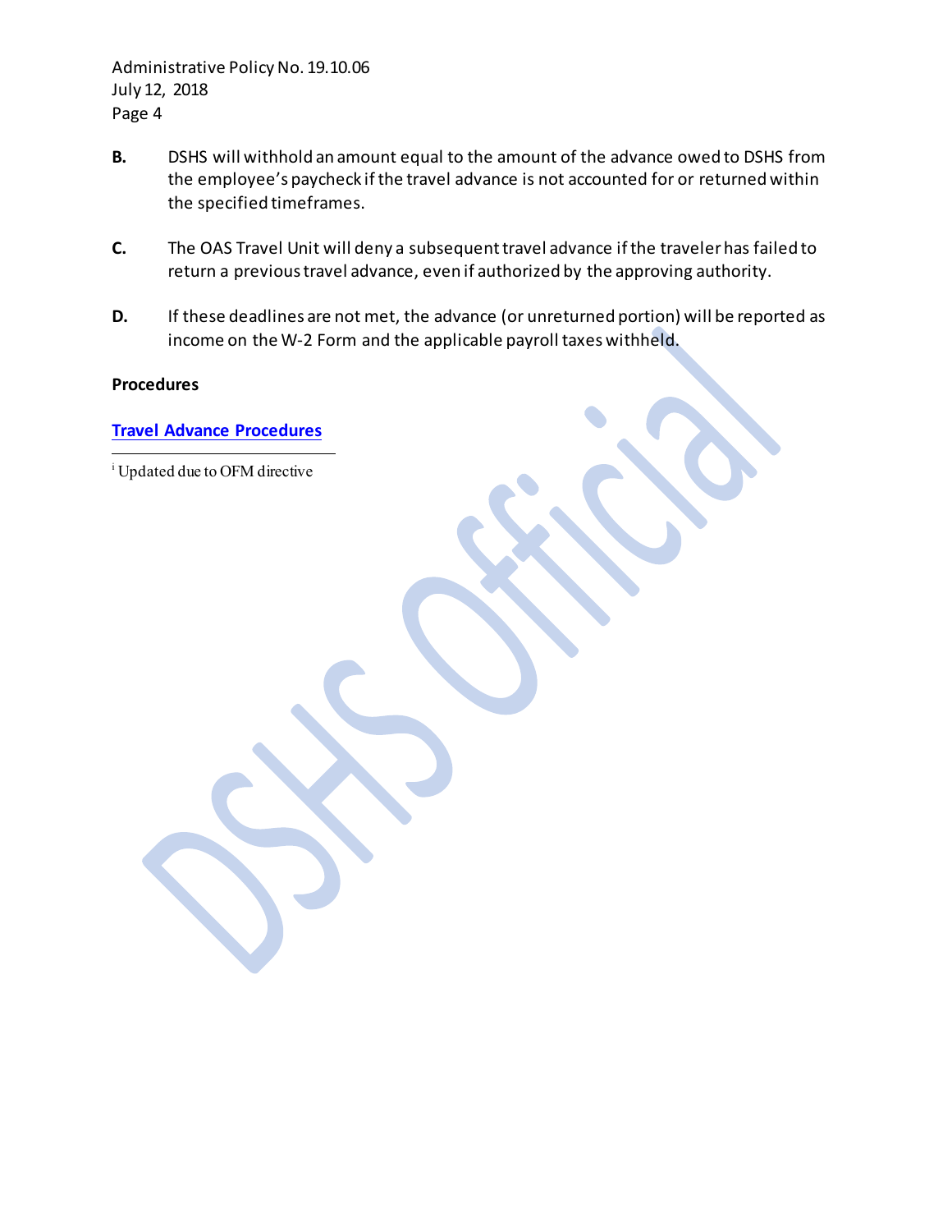**B.** DSHS will withhold an amount equal to the amount of the advance owed to DSHS from the employee's paycheck if the travel advance is not accounted for or returned within the specified timeframes.

**C.** The OAS Travel Unit will deny a subsequent travel advance if the traveler has failed to return a previous travel advance, even if authorized by the approving authority.

**D.** If these deadlines are not met, the advance (or unreturned portion) will be reported as income on the W-2 Form and the applicable payroll taxes withheld.

**Procedures**

**Travel Advance Procedures**

[i] Updated due to OFM directive